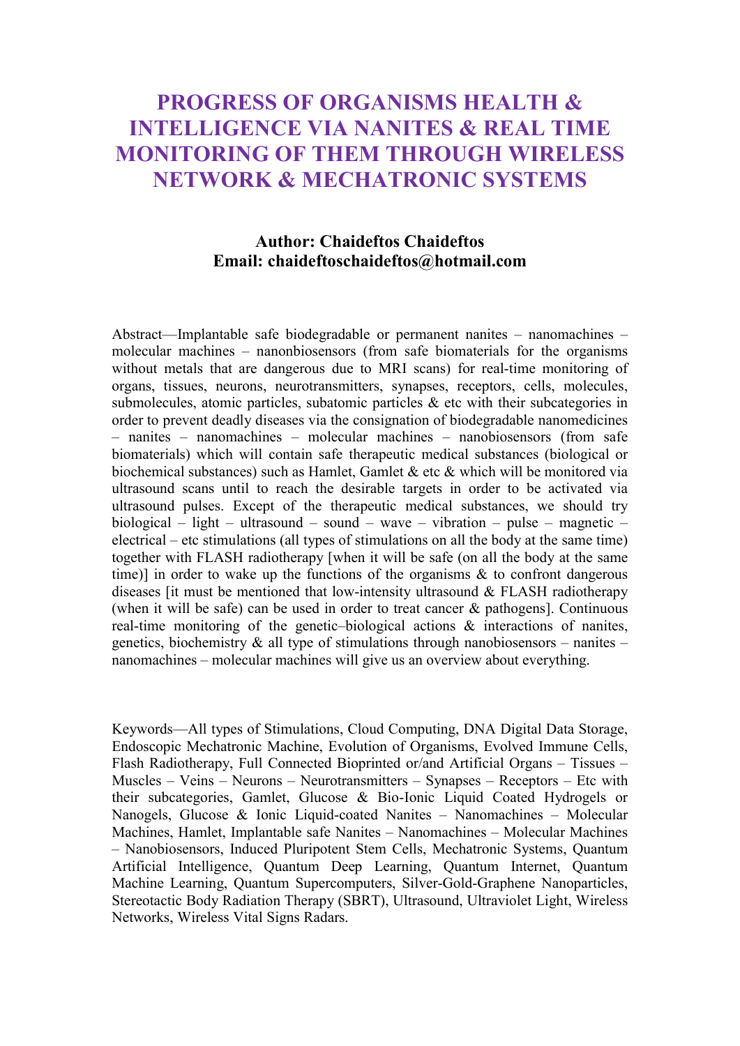# PROGRESS OF ORGANISMS HEALTH & INTELLIGENCE VIA NANITES & REAL TIME MONITORING OF THEM THROUGH WIRELESS NETWORK & MECHATRONIC SYSTEMS

**Author: Chaideftos Chaideftos**
**Email: chaideftoschaideftos@hotmail.com**

Abstract—Implantable safe biodegradable or permanent nanites – nanomachines – molecular machines – nanonbiosensors (from safe biomaterials for the organisms without metals that are dangerous due to MRI scans) for real-time monitoring of organs, tissues, neurons, neurotransmitters, synapses, receptors, cells, molecules, submolecules, atomic particles, subatomic particles & etc with their subcategories in order to prevent deadly diseases via the consignation of biodegradable nanomedicines – nanites – nanomachines – molecular machines – nanobiosensors (from safe biomaterials) which will contain safe therapeutic medical substances (biological or biochemical substances) such as Hamlet, Gamlet & etc & which will be monitored via ultrasound scans until to reach the desirable targets in order to be activated via ultrasound pulses. Except of the therapeutic medical substances, we should try biological – light – ultrasound – sound – wave – vibration – pulse – magnetic – electrical – etc stimulations (all types of stimulations on all the body at the same time) together with FLASH radiotherapy [when it will be safe (on all the body at the same time)] in order to wake up the functions of the organisms & to confront dangerous diseases [it must be mentioned that low-intensity ultrasound & FLASH radiotherapy (when it will be safe) can be used in order to treat cancer & pathogens]. Continuous real-time monitoring of the genetic–biological actions & interactions of nanites, genetics, biochemistry & all type of stimulations through nanobiosensors – nanites – nanomachines – molecular machines will give us an overview about everything.

Keywords—All types of Stimulations, Cloud Computing, DNA Digital Data Storage, Endoscopic Mechatronic Machine, Evolution of Organisms, Evolved Immune Cells, Flash Radiotherapy, Full Connected Bioprinted or/and Artificial Organs – Tissues – Muscles – Veins – Neurons – Neurotransmitters – Synapses – Receptors – Etc with their subcategories, Gamlet, Glucose & Bio-Ionic Liquid Coated Hydrogels or Nanogels, Glucose & Ionic Liquid-coated Nanites – Nanomachines – Molecular Machines, Hamlet, Implantable safe Nanites – Nanomachines – Molecular Machines – Nanobiosensors, Induced Pluripotent Stem Cells, Mechatronic Systems, Quantum Artificial Intelligence, Quantum Deep Learning, Quantum Internet, Quantum Machine Learning, Quantum Supercomputers, Silver-Gold-Graphene Nanoparticles, Stereotactic Body Radiation Therapy (SBRT), Ultrasound, Ultraviolet Light, Wireless Networks, Wireless Vital Signs Radars.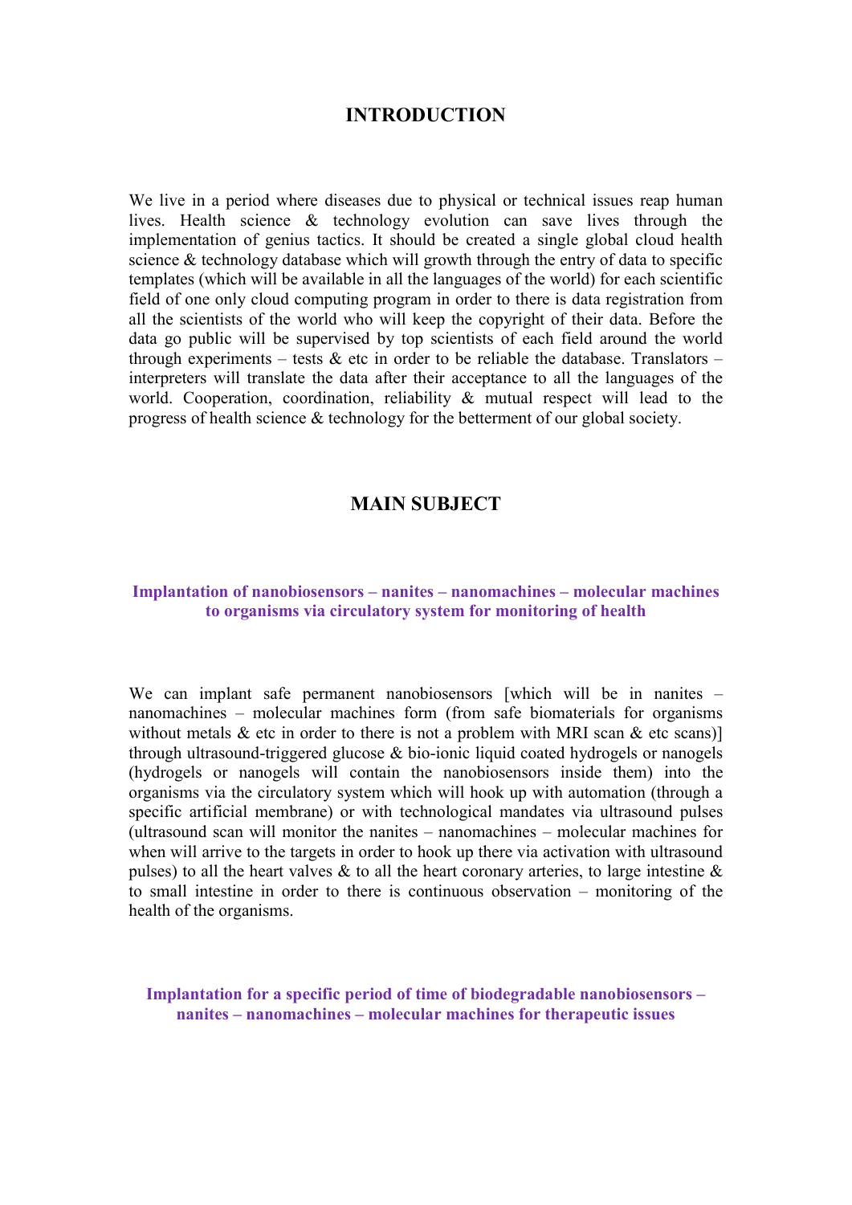## INTRODUCTION

We live in a period where diseases due to physical or technical issues reap human lives. Health science & technology evolution can save lives through the implementation of genius tactics. It should be created a single global cloud health science & technology database which will growth through the entry of data to specific templates (which will be available in all the languages of the world) for each scientific field of one only cloud computing program in order to there is data registration from all the scientists of the world who will keep the copyright of their data. Before the data go public will be supervised by top scientists of each field around the world through experiments – tests & etc in order to be reliable the database. Translators – interpreters will translate the data after their acceptance to all the languages of the world. Cooperation, coordination, reliability & mutual respect will lead to the progress of health science & technology for the betterment of our global society.

## MAIN SUBJECT

### Implantation of nanobiosensors – nanites – nanomachines – molecular machines to organisms via circulatory system for monitoring of health

We can implant safe permanent nanobiosensors [which will be in nanites – nanomachines – molecular machines form (from safe biomaterials for organisms without metals & etc in order to there is not a problem with MRI scan & etc scans)] through ultrasound-triggered glucose & bio-ionic liquid coated hydrogels or nanogels (hydrogels or nanogels will contain the nanobiosensors inside them) into the organisms via the circulatory system which will hook up with automation (through a specific artificial membrane) or with technological mandates via ultrasound pulses (ultrasound scan will monitor the nanites – nanomachines – molecular machines for when will arrive to the targets in order to hook up there via activation with ultrasound pulses) to all the heart valves & to all the heart coronary arteries, to large intestine & to small intestine in order to there is continuous observation – monitoring of the health of the organisms.

### Implantation for a specific period of time of biodegradable nanobiosensors – nanites – nanomachines – molecular machines for therapeutic issues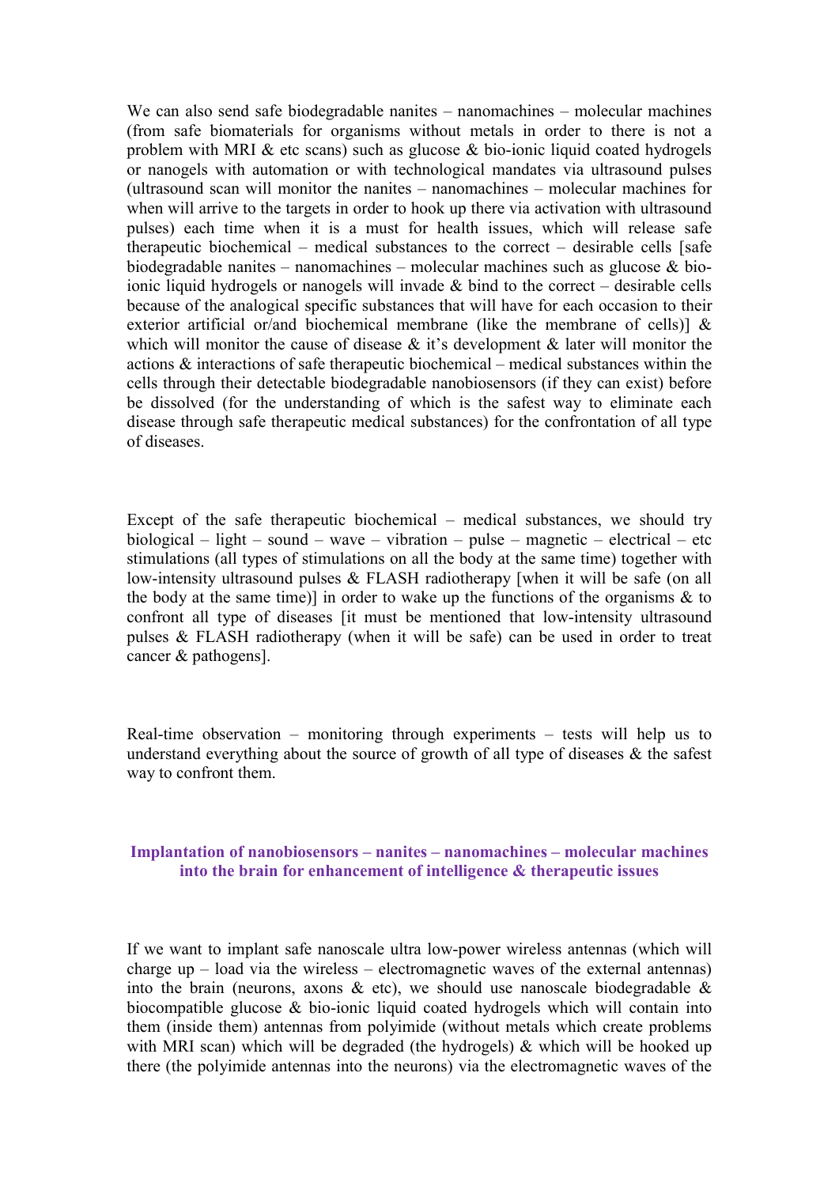We can also send safe biodegradable nanites – nanomachines – molecular machines (from safe biomaterials for organisms without metals in order to there is not a problem with MRI & etc scans) such as glucose & bio-ionic liquid coated hydrogels or nanogels with automation or with technological mandates via ultrasound pulses (ultrasound scan will monitor the nanites – nanomachines – molecular machines for when will arrive to the targets in order to hook up there via activation with ultrasound pulses) each time when it is a must for health issues, which will release safe therapeutic biochemical – medical substances to the correct – desirable cells [safe biodegradable nanites – nanomachines – molecular machines such as glucose & bio-ionic liquid hydrogels or nanogels will invade & bind to the correct – desirable cells because of the analogical specific substances that will have for each occasion to their exterior artificial or/and biochemical membrane (like the membrane of cells)] & which will monitor the cause of disease & it's development & later will monitor the actions & interactions of safe therapeutic biochemical – medical substances within the cells through their detectable biodegradable nanobiosensors (if they can exist) before be dissolved (for the understanding of which is the safest way to eliminate each disease through safe therapeutic medical substances) for the confrontation of all type of diseases.

Except of the safe therapeutic biochemical – medical substances, we should try biological – light – sound – wave – vibration – pulse – magnetic – electrical – etc stimulations (all types of stimulations on all the body at the same time) together with low-intensity ultrasound pulses & FLASH radiotherapy [when it will be safe (on all the body at the same time)] in order to wake up the functions of the organisms & to confront all type of diseases [it must be mentioned that low-intensity ultrasound pulses & FLASH radiotherapy (when it will be safe) can be used in order to treat cancer & pathogens].

Real-time observation – monitoring through experiments – tests will help us to understand everything about the source of growth of all type of diseases & the safest way to confront them.

## Implantation of nanobiosensors – nanites – nanomachines – molecular machines into the brain for enhancement of intelligence & therapeutic issues

If we want to implant safe nanoscale ultra low-power wireless antennas (which will charge up – load via the wireless – electromagnetic waves of the external antennas) into the brain (neurons, axons & etc), we should use nanoscale biodegradable & biocompatible glucose & bio-ionic liquid coated hydrogels which will contain into them (inside them) antennas from polyimide (without metals which create problems with MRI scan) which will be degraded (the hydrogels) & which will be hooked up there (the polyimide antennas into the neurons) via the electromagnetic waves of the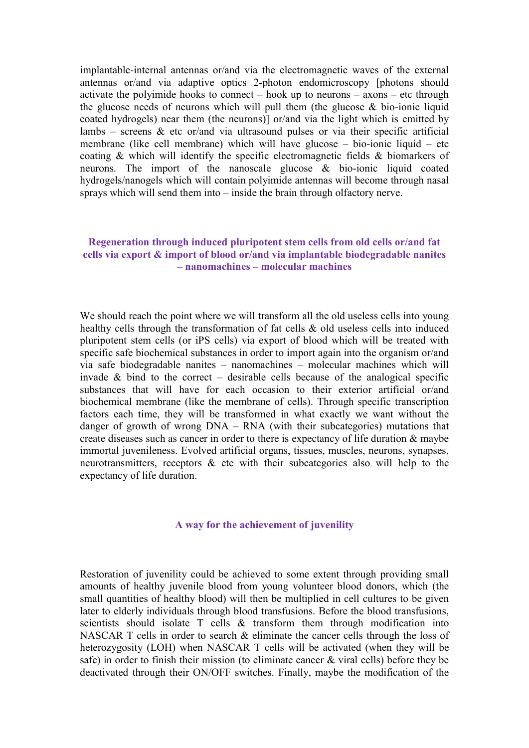implantable-internal antennas or/and via the electromagnetic waves of the external antennas or/and via adaptive optics 2-photon endomicroscopy [photons should activate the polyimide hooks to connect – hook up to neurons – axons – etc through the glucose needs of neurons which will pull them (the glucose & bio-ionic liquid coated hydrogels) near them (the neurons)] or/and via the light which is emitted by lambs – screens & etc or/and via ultrasound pulses or via their specific artificial membrane (like cell membrane) which will have glucose – bio-ionic liquid – etc coating & which will identify the specific electromagnetic fields & biomarkers of neurons. The import of the nanoscale glucose & bio-ionic liquid coated hydrogels/nanogels which will contain polyimide antennas will become through nasal sprays which will send them into – inside the brain through olfactory nerve.

## Regeneration through induced pluripotent stem cells from old cells or/and fat cells via export & import of blood or/and via implantable biodegradable nanites – nanomachines – molecular machines

We should reach the point where we will transform all the old useless cells into young healthy cells through the transformation of fat cells & old useless cells into induced pluripotent stem cells (or iPS cells) via export of blood which will be treated with specific safe biochemical substances in order to import again into the organism or/and via safe biodegradable nanites – nanomachines – molecular machines which will invade & bind to the correct – desirable cells because of the analogical specific substances that will have for each occasion to their exterior artificial or/and biochemical membrane (like the membrane of cells). Through specific transcription factors each time, they will be transformed in what exactly we want without the danger of growth of wrong DNA – RNA (with their subcategories) mutations that create diseases such as cancer in order to there is expectancy of life duration & maybe immortal juvenileness. Evolved artificial organs, tissues, muscles, neurons, synapses, neurotransmitters, receptors & etc with their subcategories also will help to the expectancy of life duration.

## A way for the achievement of juvenility

Restoration of juvenility could be achieved to some extent through providing small amounts of healthy juvenile blood from young volunteer blood donors, which (the small quantities of healthy blood) will then be multiplied in cell cultures to be given later to elderly individuals through blood transfusions. Before the blood transfusions, scientists should isolate T cells & transform them through modification into NASCAR T cells in order to search & eliminate the cancer cells through the loss of heterozygosity (LOH) when NASCAR T cells will be activated (when they will be safe) in order to finish their mission (to eliminate cancer & viral cells) before they be deactivated through their ON/OFF switches. Finally, maybe the modification of the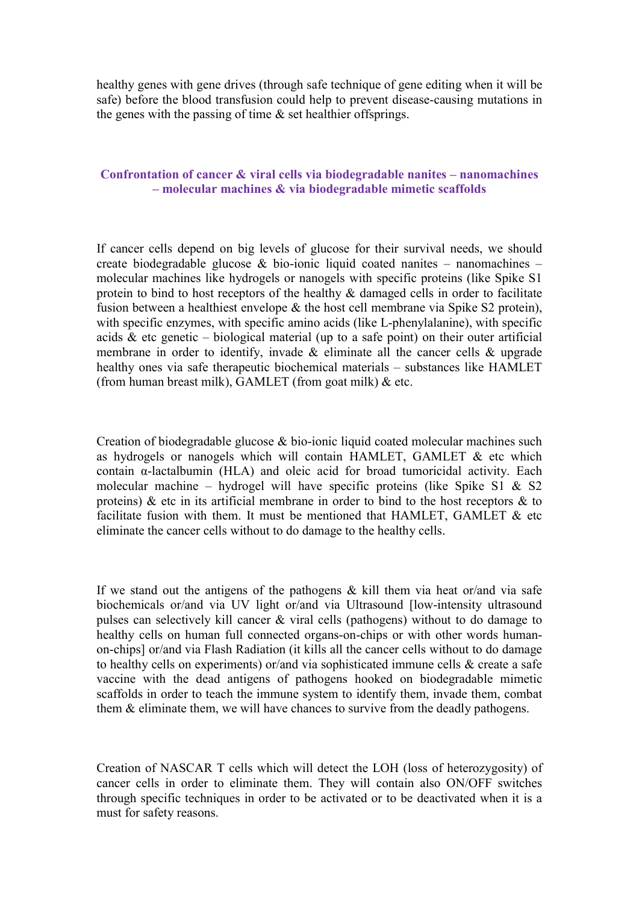healthy genes with gene drives (through safe technique of gene editing when it will be safe) before the blood transfusion could help to prevent disease-causing mutations in the genes with the passing of time & set healthier offsprings.

## Confrontation of cancer & viral cells via biodegradable nanites – nanomachines – molecular machines & via biodegradable mimetic scaffolds

If cancer cells depend on big levels of glucose for their survival needs, we should create biodegradable glucose & bio-ionic liquid coated nanites – nanomachines – molecular machines like hydrogels or nanogels with specific proteins (like Spike S1 protein to bind to host receptors of the healthy & damaged cells in order to facilitate fusion between a healthiest envelope & the host cell membrane via Spike S2 protein), with specific enzymes, with specific amino acids (like L-phenylalanine), with specific acids & etc genetic – biological material (up to a safe point) on their outer artificial membrane in order to identify, invade & eliminate all the cancer cells & upgrade healthy ones via safe therapeutic biochemical materials – substances like HAMLET (from human breast milk), GAMLET (from goat milk) & etc.

Creation of biodegradable glucose & bio-ionic liquid coated molecular machines such as hydrogels or nanogels which will contain HAMLET, GAMLET & etc which contain α-lactalbumin (HLA) and oleic acid for broad tumoricidal activity. Each molecular machine – hydrogel will have specific proteins (like Spike S1 & S2 proteins) & etc in its artificial membrane in order to bind to the host receptors & to facilitate fusion with them. It must be mentioned that HAMLET, GAMLET & etc eliminate the cancer cells without to do damage to the healthy cells.

If we stand out the antigens of the pathogens & kill them via heat or/and via safe biochemicals or/and via UV light or/and via Ultrasound [low-intensity ultrasound pulses can selectively kill cancer & viral cells (pathogens) without to do damage to healthy cells on human full connected organs-on-chips or with other words human-on-chips] or/and via Flash Radiation (it kills all the cancer cells without to do damage to healthy cells on experiments) or/and via sophisticated immune cells & create a safe vaccine with the dead antigens of pathogens hooked on biodegradable mimetic scaffolds in order to teach the immune system to identify them, invade them, combat them & eliminate them, we will have chances to survive from the deadly pathogens.

Creation of NASCAR T cells which will detect the LOH (loss of heterozygosity) of cancer cells in order to eliminate them. They will contain also ON/OFF switches through specific techniques in order to be activated or to be deactivated when it is a must for safety reasons.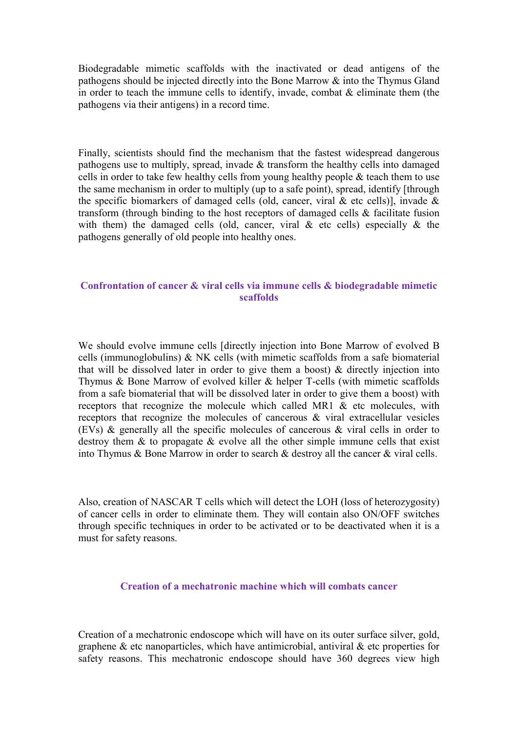Biodegradable mimetic scaffolds with the inactivated or dead antigens of the pathogens should be injected directly into the Bone Marrow & into the Thymus Gland in order to teach the immune cells to identify, invade, combat & eliminate them (the pathogens via their antigens) in a record time.

Finally, scientists should find the mechanism that the fastest widespread dangerous pathogens use to multiply, spread, invade & transform the healthy cells into damaged cells in order to take few healthy cells from young healthy people & teach them to use the same mechanism in order to multiply (up to a safe point), spread, identify [through the specific biomarkers of damaged cells (old, cancer, viral & etc cells)], invade & transform (through binding to the host receptors of damaged cells & facilitate fusion with them) the damaged cells (old, cancer, viral & etc cells) especially & the pathogens generally of old people into healthy ones.

## Confrontation of cancer & viral cells via immune cells & biodegradable mimetic scaffolds

We should evolve immune cells [directly injection into Bone Marrow of evolved B cells (immunoglobulins) & NK cells (with mimetic scaffolds from a safe biomaterial that will be dissolved later in order to give them a boost) & directly injection into Thymus & Bone Marrow of evolved killer & helper T-cells (with mimetic scaffolds from a safe biomaterial that will be dissolved later in order to give them a boost) with receptors that recognize the molecule which called MR1 & etc molecules, with receptors that recognize the molecules of cancerous & viral extracellular vesicles (EVs) & generally all the specific molecules of cancerous & viral cells in order to destroy them & to propagate & evolve all the other simple immune cells that exist into Thymus & Bone Marrow in order to search & destroy all the cancer & viral cells.

Also, creation of NASCAR T cells which will detect the LOH (loss of heterozygosity) of cancer cells in order to eliminate them. They will contain also ON/OFF switches through specific techniques in order to be activated or to be deactivated when it is a must for safety reasons.

## Creation of a mechatronic machine which will combats cancer

Creation of a mechatronic endoscope which will have on its outer surface silver, gold, graphene & etc nanoparticles, which have antimicrobial, antiviral & etc properties for safety reasons. This mechatronic endoscope should have 360 degrees view high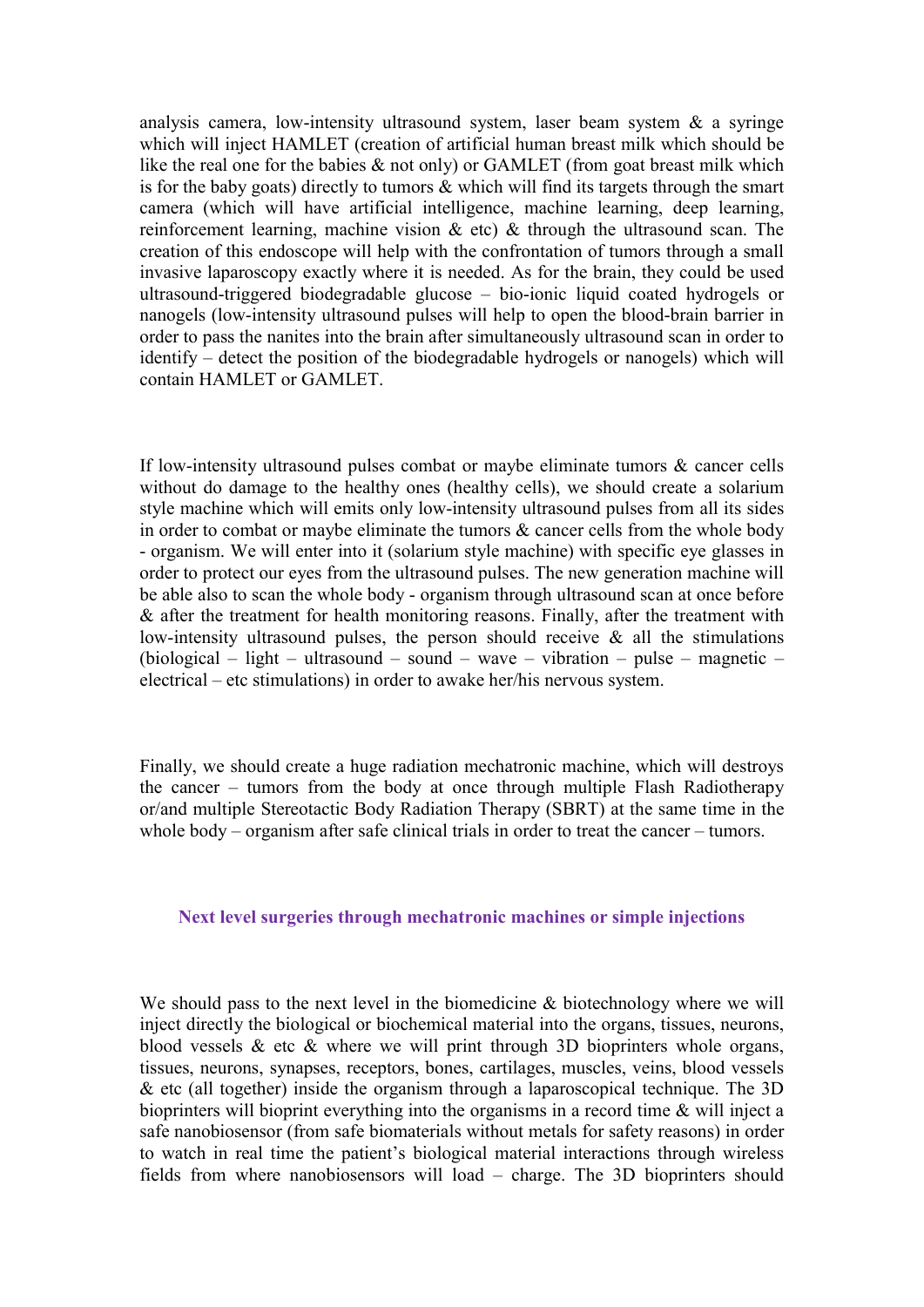analysis camera, low-intensity ultrasound system, laser beam system & a syringe which will inject HAMLET (creation of artificial human breast milk which should be like the real one for the babies & not only) or GAMLET (from goat breast milk which is for the baby goats) directly to tumors & which will find its targets through the smart camera (which will have artificial intelligence, machine learning, deep learning, reinforcement learning, machine vision & etc) & through the ultrasound scan. The creation of this endoscope will help with the confrontation of tumors through a small invasive laparoscopy exactly where it is needed. As for the brain, they could be used ultrasound-triggered biodegradable glucose – bio-ionic liquid coated hydrogels or nanogels (low-intensity ultrasound pulses will help to open the blood-brain barrier in order to pass the nanites into the brain after simultaneously ultrasound scan in order to identify – detect the position of the biodegradable hydrogels or nanogels) which will contain HAMLET or GAMLET.

If low-intensity ultrasound pulses combat or maybe eliminate tumors & cancer cells without do damage to the healthy ones (healthy cells), we should create a solarium style machine which will emits only low-intensity ultrasound pulses from all its sides in order to combat or maybe eliminate the tumors & cancer cells from the whole body - organism. We will enter into it (solarium style machine) with specific eye glasses in order to protect our eyes from the ultrasound pulses. The new generation machine will be able also to scan the whole body - organism through ultrasound scan at once before & after the treatment for health monitoring reasons. Finally, after the treatment with low-intensity ultrasound pulses, the person should receive & all the stimulations (biological – light – ultrasound – sound – wave – vibration – pulse – magnetic – electrical – etc stimulations) in order to awake her/his nervous system.

Finally, we should create a huge radiation mechatronic machine, which will destroys the cancer – tumors from the body at once through multiple Flash Radiotherapy or/and multiple Stereotactic Body Radiation Therapy (SBRT) at the same time in the whole body – organism after safe clinical trials in order to treat the cancer – tumors.

## Next level surgeries through mechatronic machines or simple injections

We should pass to the next level in the biomedicine & biotechnology where we will inject directly the biological or biochemical material into the organs, tissues, neurons, blood vessels & etc & where we will print through 3D bioprinters whole organs, tissues, neurons, synapses, receptors, bones, cartilages, muscles, veins, blood vessels & etc (all together) inside the organism through a laparoscopical technique. The 3D bioprinters will bioprint everything into the organisms in a record time & will inject a safe nanobiosensor (from safe biomaterials without metals for safety reasons) in order to watch in real time the patient's biological material interactions through wireless fields from where nanobiosensors will load – charge. The 3D bioprinters should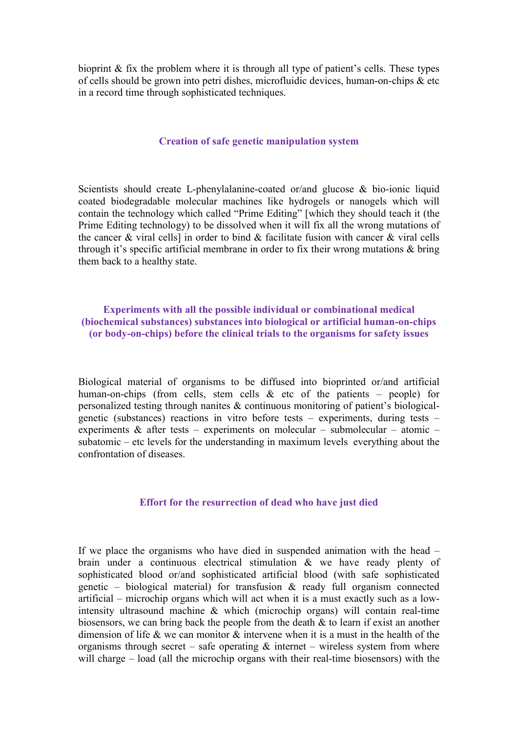bioprint & fix the problem where it is through all type of patient's cells. These types of cells should be grown into petri dishes, microfluidic devices, human-on-chips & etc in a record time through sophisticated techniques.

## Creation of safe genetic manipulation system

Scientists should create L-phenylalanine-coated or/and glucose & bio-ionic liquid coated biodegradable molecular machines like hydrogels or nanogels which will contain the technology which called "Prime Editing" [which they should teach it (the Prime Editing technology) to be dissolved when it will fix all the wrong mutations of the cancer & viral cells] in order to bind & facilitate fusion with cancer & viral cells through it's specific artificial membrane in order to fix their wrong mutations & bring them back to a healthy state.

## Experiments with all the possible individual or combinational medical (biochemical substances) substances into biological or artificial human-on-chips (or body-on-chips) before the clinical trials to the organisms for safety issues

Biological material of organisms to be diffused into bioprinted or/and artificial human-on-chips (from cells, stem cells & etc of the patients – people) for personalized testing through nanites & continuous monitoring of patient's biological-genetic (substances) reactions in vitro before tests – experiments, during tests – experiments & after tests – experiments on molecular – submolecular – atomic – subatomic – etc levels for the understanding in maximum levels everything about the confrontation of diseases.

## Effort for the resurrection of dead who have just died

If we place the organisms who have died in suspended animation with the head – brain under a continuous electrical stimulation & we have ready plenty of sophisticated blood or/and sophisticated artificial blood (with safe sophisticated genetic – biological material) for transfusion & ready full organism connected artificial – microchip organs which will act when it is a must exactly such as a low-intensity ultrasound machine & which (microchip organs) will contain real-time biosensors, we can bring back the people from the death & to learn if exist an another dimension of life & we can monitor & intervene when it is a must in the health of the organisms through secret – safe operating & internet – wireless system from where will charge – load (all the microchip organs with their real-time biosensors) with the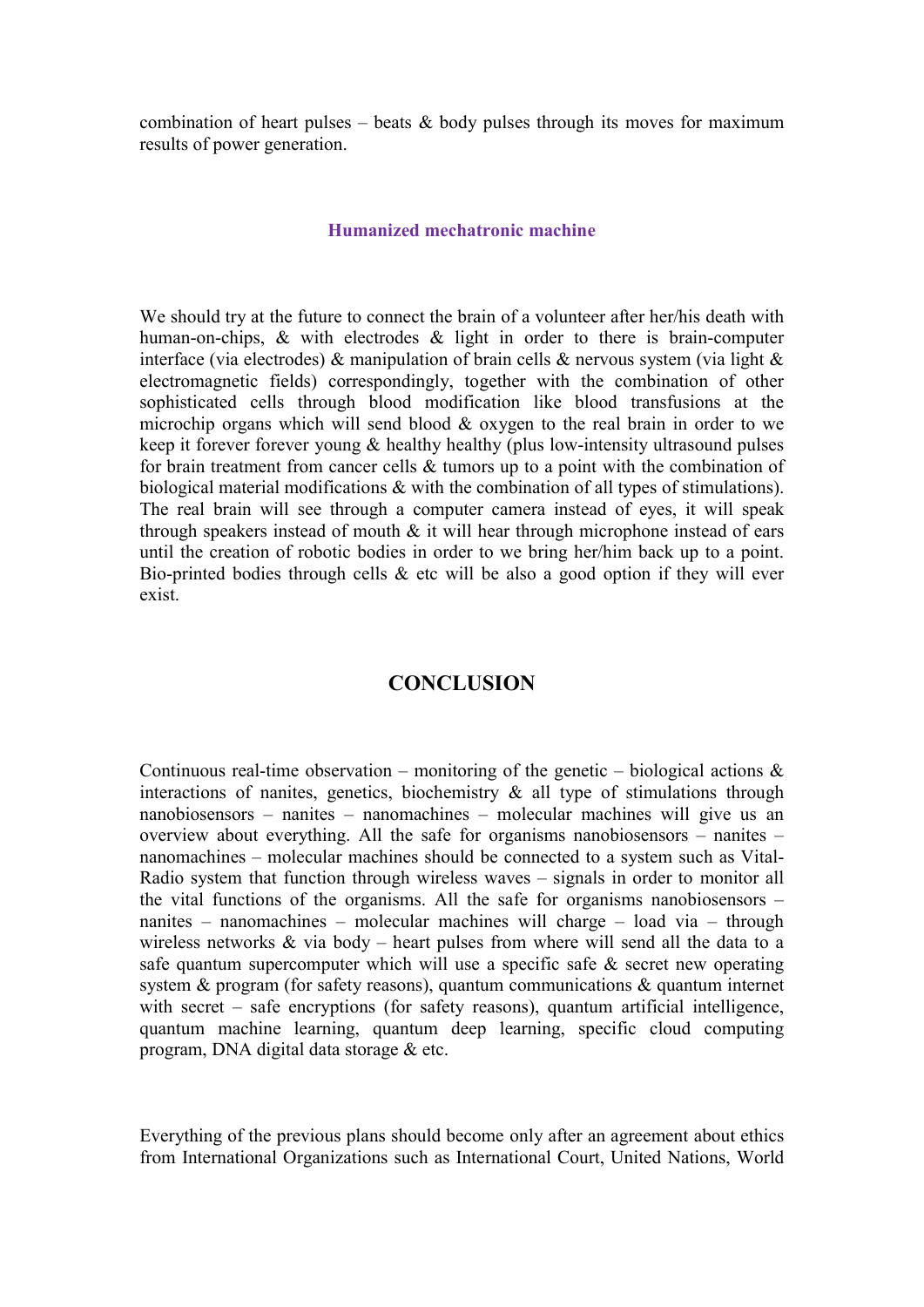combination of heart pulses – beats & body pulses through its moves for maximum results of power generation.

### Humanized mechatronic machine

We should try at the future to connect the brain of a volunteer after her/his death with human-on-chips, & with electrodes & light in order to there is brain-computer interface (via electrodes) & manipulation of brain cells & nervous system (via light & electromagnetic fields) correspondingly, together with the combination of other sophisticated cells through blood modification like blood transfusions at the microchip organs which will send blood & oxygen to the real brain in order to we keep it forever forever young & healthy healthy (plus low-intensity ultrasound pulses for brain treatment from cancer cells & tumors up to a point with the combination of biological material modifications & with the combination of all types of stimulations). The real brain will see through a computer camera instead of eyes, it will speak through speakers instead of mouth & it will hear through microphone instead of ears until the creation of robotic bodies in order to we bring her/him back up to a point. Bio-printed bodies through cells & etc will be also a good option if they will ever exist.

## CONCLUSION

Continuous real-time observation – monitoring of the genetic – biological actions & interactions of nanites, genetics, biochemistry & all type of stimulations through nanobiosensors – nanites – nanomachines – molecular machines will give us an overview about everything. All the safe for organisms nanobiosensors – nanites – nanomachines – molecular machines should be connected to a system such as Vital-Radio system that function through wireless waves – signals in order to monitor all the vital functions of the organisms. All the safe for organisms nanobiosensors – nanites – nanomachines – molecular machines will charge – load via – through wireless networks & via body – heart pulses from where will send all the data to a safe quantum supercomputer which will use a specific safe & secret new operating system & program (for safety reasons), quantum communications & quantum internet with secret – safe encryptions (for safety reasons), quantum artificial intelligence, quantum machine learning, quantum deep learning, specific cloud computing program, DNA digital data storage & etc.

Everything of the previous plans should become only after an agreement about ethics from International Organizations such as International Court, United Nations, World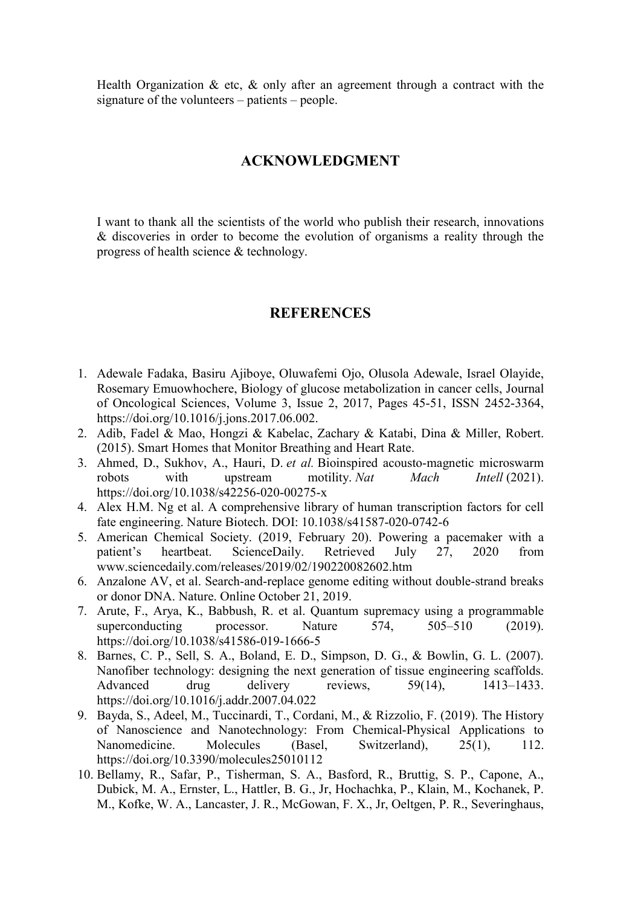Health Organization & etc, & only after an agreement through a contract with the signature of the volunteers – patients – people.

## ACKNOWLEDGMENT

I want to thank all the scientists of the world who publish their research, innovations & discoveries in order to become the evolution of organisms a reality through the progress of health science & technology.

## REFERENCES

1. Adewale Fadaka, Basiru Ajiboye, Oluwafemi Ojo, Olusola Adewale, Israel Olayide, Rosemary Emuowhochere, Biology of glucose metabolization in cancer cells, Journal of Oncological Sciences, Volume 3, Issue 2, 2017, Pages 45-51, ISSN 2452-3364, https://doi.org/10.1016/j.jons.2017.06.002.
2. Adib, Fadel & Mao, Hongzi & Kabelac, Zachary & Katabi, Dina & Miller, Robert. (2015). Smart Homes that Monitor Breathing and Heart Rate.
3. Ahmed, D., Sukhov, A., Hauri, D. *et al.* Bioinspired acousto-magnetic microswarm robots with upstream motility. *Nat Mach Intell* (2021). https://doi.org/10.1038/s42256-020-00275-x
4. Alex H.M. Ng et al. A comprehensive library of human transcription factors for cell fate engineering. Nature Biotech. DOI: 10.1038/s41587-020-0742-6
5. American Chemical Society. (2019, February 20). Powering a pacemaker with a patient's heartbeat. ScienceDaily. Retrieved July 27, 2020 from www.sciencedaily.com/releases/2019/02/190220082602.htm
6. Anzalone AV, et al. Search-and-replace genome editing without double-strand breaks or donor DNA. Nature. Online October 21, 2019.
7. Arute, F., Arya, K., Babbush, R. et al. Quantum supremacy using a programmable superconducting processor. Nature 574, 505–510 (2019). https://doi.org/10.1038/s41586-019-1666-5
8. Barnes, C. P., Sell, S. A., Boland, E. D., Simpson, D. G., & Bowlin, G. L. (2007). Nanofiber technology: designing the next generation of tissue engineering scaffolds. Advanced drug delivery reviews, 59(14), 1413–1433. https://doi.org/10.1016/j.addr.2007.04.022
9. Bayda, S., Adeel, M., Tuccinardi, T., Cordani, M., & Rizzolio, F. (2019). The History of Nanoscience and Nanotechnology: From Chemical-Physical Applications to Nanomedicine. Molecules (Basel, Switzerland), 25(1), 112. https://doi.org/10.3390/molecules25010112
10. Bellamy, R., Safar, P., Tisherman, S. A., Basford, R., Bruttig, S. P., Capone, A., Dubick, M. A., Ernster, L., Hattler, B. G., Jr, Hochachka, P., Klain, M., Kochanek, P. M., Kofke, W. A., Lancaster, J. R., McGowan, F. X., Jr, Oeltgen, P. R., Severinghaus,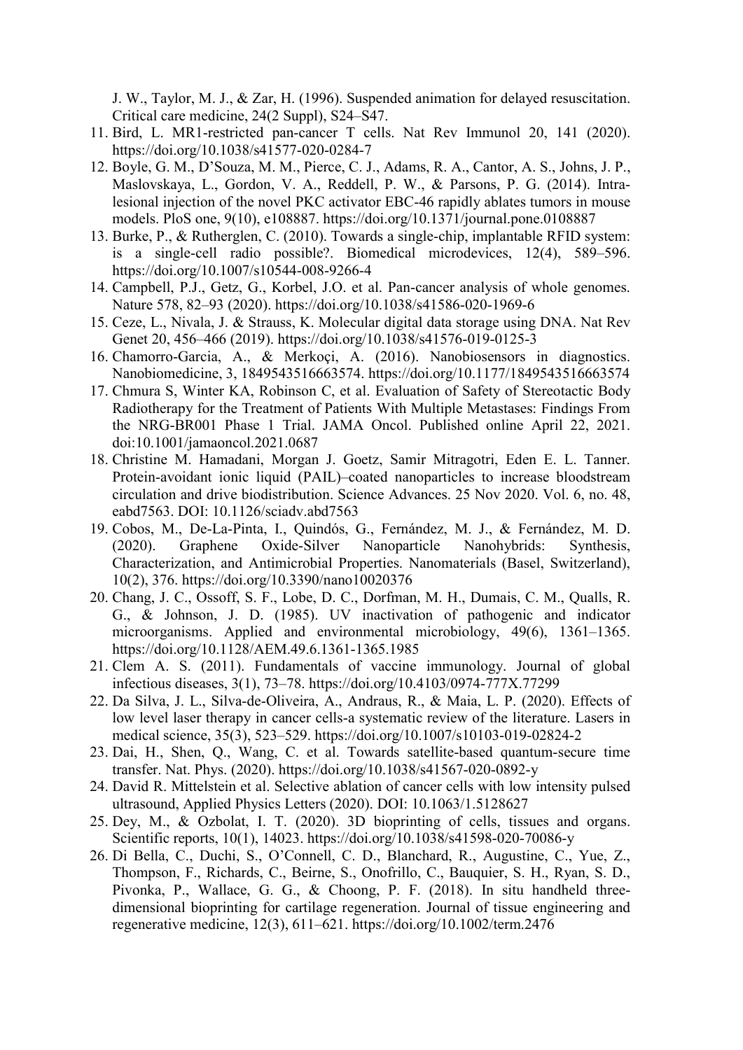J. W., Taylor, M. J., & Zar, H. (1996). Suspended animation for delayed resuscitation. Critical care medicine, 24(2 Suppl), S24–S47.

11. Bird, L. MR1-restricted pan-cancer T cells. Nat Rev Immunol 20, 141 (2020). https://doi.org/10.1038/s41577-020-0284-7
12. Boyle, G. M., D'Souza, M. M., Pierce, C. J., Adams, R. A., Cantor, A. S., Johns, J. P., Maslovskaya, L., Gordon, V. A., Reddell, P. W., & Parsons, P. G. (2014). Intra-lesional injection of the novel PKC activator EBC-46 rapidly ablates tumors in mouse models. PloS one, 9(10), e108887. https://doi.org/10.1371/journal.pone.0108887
13. Burke, P., & Rutherglen, C. (2010). Towards a single-chip, implantable RFID system: is a single-cell radio possible?. Biomedical microdevices, 12(4), 589–596. https://doi.org/10.1007/s10544-008-9266-4
14. Campbell, P.J., Getz, G., Korbel, J.O. et al. Pan-cancer analysis of whole genomes. Nature 578, 82–93 (2020). https://doi.org/10.1038/s41586-020-1969-6
15. Ceze, L., Nivala, J. & Strauss, K. Molecular digital data storage using DNA. Nat Rev Genet 20, 456–466 (2019). https://doi.org/10.1038/s41576-019-0125-3
16. Chamorro-Garcia, A., & Merkoçi, A. (2016). Nanobiosensors in diagnostics. Nanobiomedicine, 3, 1849543516663574. https://doi.org/10.1177/1849543516663574
17. Chmura S, Winter KA, Robinson C, et al. Evaluation of Safety of Stereotactic Body Radiotherapy for the Treatment of Patients With Multiple Metastases: Findings From the NRG-BR001 Phase 1 Trial. JAMA Oncol. Published online April 22, 2021. doi:10.1001/jamaoncol.2021.0687
18. Christine M. Hamadani, Morgan J. Goetz, Samir Mitragotri, Eden E. L. Tanner. Protein-avoidant ionic liquid (PAIL)–coated nanoparticles to increase bloodstream circulation and drive biodistribution. Science Advances. 25 Nov 2020. Vol. 6, no. 48, eabd7563. DOI: 10.1126/sciadv.abd7563
19. Cobos, M., De-La-Pinta, I., Quindós, G., Fernández, M. J., & Fernández, M. D. (2020). Graphene Oxide-Silver Nanoparticle Nanohybrids: Synthesis, Characterization, and Antimicrobial Properties. Nanomaterials (Basel, Switzerland), 10(2), 376. https://doi.org/10.3390/nano10020376
20. Chang, J. C., Ossoff, S. F., Lobe, D. C., Dorfman, M. H., Dumais, C. M., Qualls, R. G., & Johnson, J. D. (1985). UV inactivation of pathogenic and indicator microorganisms. Applied and environmental microbiology, 49(6), 1361–1365. https://doi.org/10.1128/AEM.49.6.1361-1365.1985
21. Clem A. S. (2011). Fundamentals of vaccine immunology. Journal of global infectious diseases, 3(1), 73–78. https://doi.org/10.4103/0974-777X.77299
22. Da Silva, J. L., Silva-de-Oliveira, A., Andraus, R., & Maia, L. P. (2020). Effects of low level laser therapy in cancer cells-a systematic review of the literature. Lasers in medical science, 35(3), 523–529. https://doi.org/10.1007/s10103-019-02824-2
23. Dai, H., Shen, Q., Wang, C. et al. Towards satellite-based quantum-secure time transfer. Nat. Phys. (2020). https://doi.org/10.1038/s41567-020-0892-y
24. David R. Mittelstein et al. Selective ablation of cancer cells with low intensity pulsed ultrasound, Applied Physics Letters (2020). DOI: 10.1063/1.5128627
25. Dey, M., & Ozbolat, I. T. (2020). 3D bioprinting of cells, tissues and organs. Scientific reports, 10(1), 14023. https://doi.org/10.1038/s41598-020-70086-y
26. Di Bella, C., Duchi, S., O'Connell, C. D., Blanchard, R., Augustine, C., Yue, Z., Thompson, F., Richards, C., Beirne, S., Onofrillo, C., Bauquier, S. H., Ryan, S. D., Pivonka, P., Wallace, G. G., & Choong, P. F. (2018). In situ handheld three-dimensional bioprinting for cartilage regeneration. Journal of tissue engineering and regenerative medicine, 12(3), 611–621. https://doi.org/10.1002/term.2476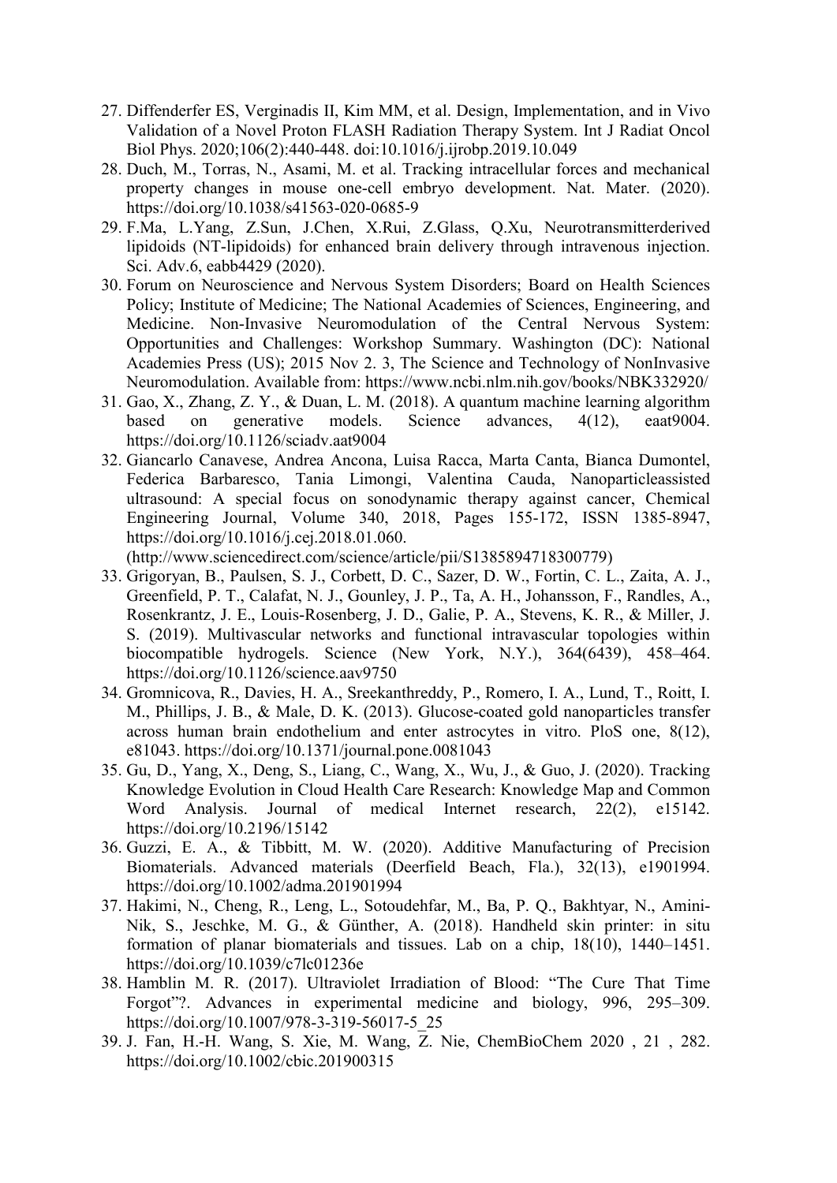27. Diffenderfer ES, Verginadis II, Kim MM, et al. Design, Implementation, and in Vivo Validation of a Novel Proton FLASH Radiation Therapy System. Int J Radiat Oncol Biol Phys. 2020;106(2):440-448. doi:10.1016/j.ijrobp.2019.10.049
28. Duch, M., Torras, N., Asami, M. et al. Tracking intracellular forces and mechanical property changes in mouse one-cell embryo development. Nat. Mater. (2020). https://doi.org/10.1038/s41563-020-0685-9
29. F.Ma, L.Yang, Z.Sun, J.Chen, X.Rui, Z.Glass, Q.Xu, Neurotransmitterderived lipidoids (NT-lipidoids) for enhanced brain delivery through intravenous injection. Sci. Adv.6, eabb4429 (2020).
30. Forum on Neuroscience and Nervous System Disorders; Board on Health Sciences Policy; Institute of Medicine; The National Academies of Sciences, Engineering, and Medicine. Non-Invasive Neuromodulation of the Central Nervous System: Opportunities and Challenges: Workshop Summary. Washington (DC): National Academies Press (US); 2015 Nov 2. 3, The Science and Technology of NonInvasive Neuromodulation. Available from: https://www.ncbi.nlm.nih.gov/books/NBK332920/
31. Gao, X., Zhang, Z. Y., & Duan, L. M. (2018). A quantum machine learning algorithm based on generative models. Science advances, 4(12), eaat9004. https://doi.org/10.1126/sciadv.aat9004
32. Giancarlo Canavese, Andrea Ancona, Luisa Racca, Marta Canta, Bianca Dumontel, Federica Barbaresco, Tania Limongi, Valentina Cauda, Nanoparticleassisted ultrasound: A special focus on sonodynamic therapy against cancer, Chemical Engineering Journal, Volume 340, 2018, Pages 155-172, ISSN 1385-8947, https://doi.org/10.1016/j.cej.2018.01.060. (http://www.sciencedirect.com/science/article/pii/S1385894718300779)
33. Grigoryan, B., Paulsen, S. J., Corbett, D. C., Sazer, D. W., Fortin, C. L., Zaita, A. J., Greenfield, P. T., Calafat, N. J., Gounley, J. P., Ta, A. H., Johansson, F., Randles, A., Rosenkrantz, J. E., Louis-Rosenberg, J. D., Galie, P. A., Stevens, K. R., & Miller, J. S. (2019). Multivascular networks and functional intravascular topologies within biocompatible hydrogels. Science (New York, N.Y.), 364(6439), 458–464. https://doi.org/10.1126/science.aav9750
34. Gromnicova, R., Davies, H. A., Sreekanthreddy, P., Romero, I. A., Lund, T., Roitt, I. M., Phillips, J. B., & Male, D. K. (2013). Glucose-coated gold nanoparticles transfer across human brain endothelium and enter astrocytes in vitro. PloS one, 8(12), e81043. https://doi.org/10.1371/journal.pone.0081043
35. Gu, D., Yang, X., Deng, S., Liang, C., Wang, X., Wu, J., & Guo, J. (2020). Tracking Knowledge Evolution in Cloud Health Care Research: Knowledge Map and Common Word Analysis. Journal of medical Internet research, 22(2), e15142. https://doi.org/10.2196/15142
36. Guzzi, E. A., & Tibbitt, M. W. (2020). Additive Manufacturing of Precision Biomaterials. Advanced materials (Deerfield Beach, Fla.), 32(13), e1901994. https://doi.org/10.1002/adma.201901994
37. Hakimi, N., Cheng, R., Leng, L., Sotoudehfar, M., Ba, P. Q., Bakhtyar, N., Amini-Nik, S., Jeschke, M. G., & Günther, A. (2018). Handheld skin printer: in situ formation of planar biomaterials and tissues. Lab on a chip, 18(10), 1440–1451. https://doi.org/10.1039/c7lc01236e
38. Hamblin M. R. (2017). Ultraviolet Irradiation of Blood: "The Cure That Time Forgot"?. Advances in experimental medicine and biology, 996, 295–309. https://doi.org/10.1007/978-3-319-56017-5_25
39. J. Fan, H.-H. Wang, S. Xie, M. Wang, Z. Nie, ChemBioChem 2020 , 21 , 282. https://doi.org/10.1002/cbic.201900315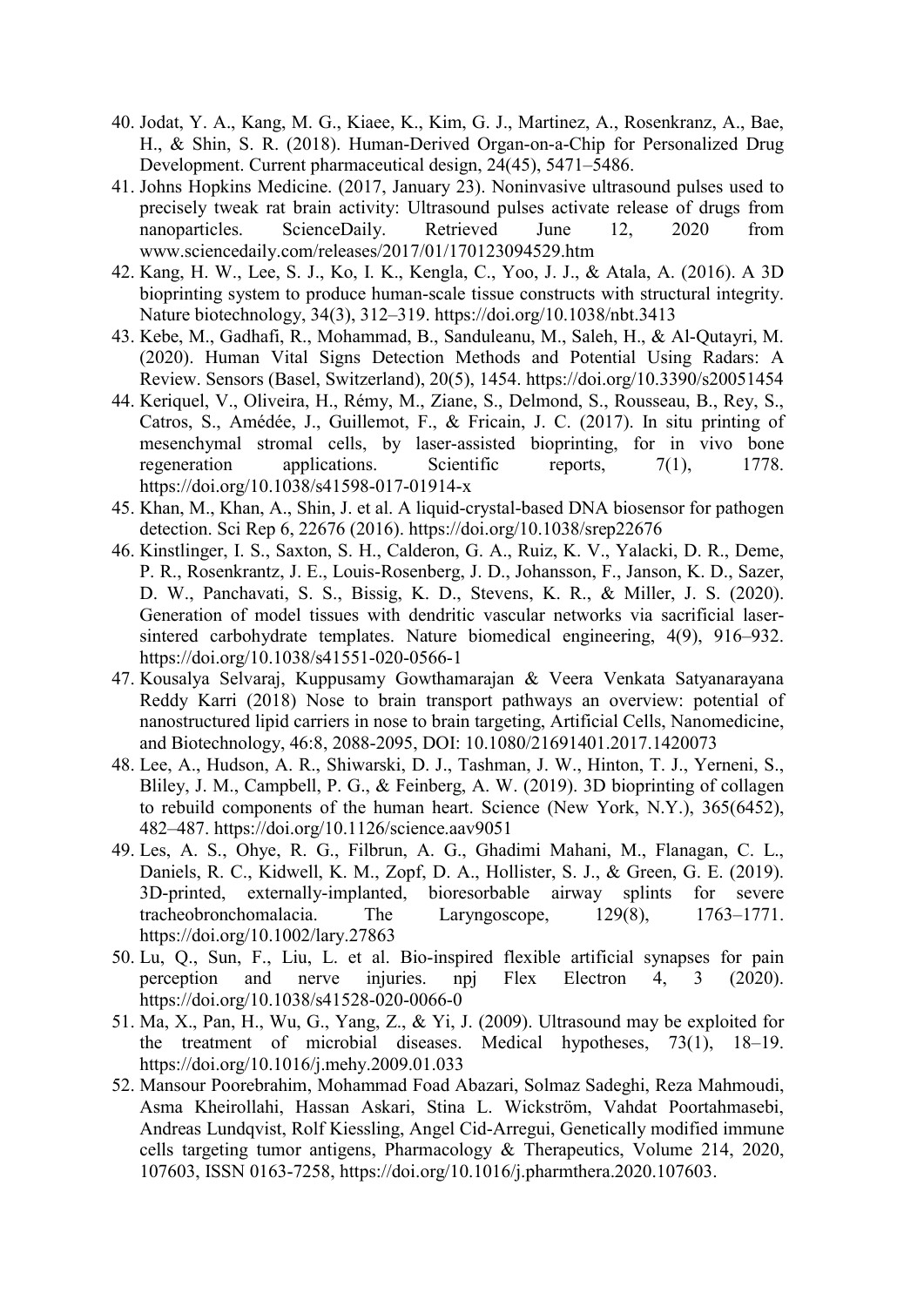40. Jodat, Y. A., Kang, M. G., Kiaee, K., Kim, G. J., Martinez, A., Rosenkranz, A., Bae, H., & Shin, S. R. (2018). Human-Derived Organ-on-a-Chip for Personalized Drug Development. Current pharmaceutical design, 24(45), 5471–5486.
41. Johns Hopkins Medicine. (2017, January 23). Noninvasive ultrasound pulses used to precisely tweak rat brain activity: Ultrasound pulses activate release of drugs from nanoparticles. ScienceDaily. Retrieved June 12, 2020 from www.sciencedaily.com/releases/2017/01/170123094529.htm
42. Kang, H. W., Lee, S. J., Ko, I. K., Kengla, C., Yoo, J. J., & Atala, A. (2016). A 3D bioprinting system to produce human-scale tissue constructs with structural integrity. Nature biotechnology, 34(3), 312–319. https://doi.org/10.1038/nbt.3413
43. Kebe, M., Gadhafi, R., Mohammad, B., Sanduleanu, M., Saleh, H., & Al-Qutayri, M. (2020). Human Vital Signs Detection Methods and Potential Using Radars: A Review. Sensors (Basel, Switzerland), 20(5), 1454. https://doi.org/10.3390/s20051454
44. Keriquel, V., Oliveira, H., Rémy, M., Ziane, S., Delmond, S., Rousseau, B., Rey, S., Catros, S., Amédée, J., Guillemot, F., & Fricain, J. C. (2017). In situ printing of mesenchymal stromal cells, by laser-assisted bioprinting, for in vivo bone regeneration applications. Scientific reports, 7(1), 1778. https://doi.org/10.1038/s41598-017-01914-x
45. Khan, M., Khan, A., Shin, J. et al. A liquid-crystal-based DNA biosensor for pathogen detection. Sci Rep 6, 22676 (2016). https://doi.org/10.1038/srep22676
46. Kinstlinger, I. S., Saxton, S. H., Calderon, G. A., Ruiz, K. V., Yalacki, D. R., Deme, P. R., Rosenkrantz, J. E., Louis-Rosenberg, J. D., Johansson, F., Janson, K. D., Sazer, D. W., Panchavati, S. S., Bissig, K. D., Stevens, K. R., & Miller, J. S. (2020). Generation of model tissues with dendritic vascular networks via sacrificial laser-sintered carbohydrate templates. Nature biomedical engineering, 4(9), 916–932. https://doi.org/10.1038/s41551-020-0566-1
47. Kousalya Selvaraj, Kuppusamy Gowthamarajan & Veera Venkata Satyanarayana Reddy Karri (2018) Nose to brain transport pathways an overview: potential of nanostructured lipid carriers in nose to brain targeting, Artificial Cells, Nanomedicine, and Biotechnology, 46:8, 2088-2095, DOI: 10.1080/21691401.2017.1420073
48. Lee, A., Hudson, A. R., Shiwarski, D. J., Tashman, J. W., Hinton, T. J., Yerneni, S., Bliley, J. M., Campbell, P. G., & Feinberg, A. W. (2019). 3D bioprinting of collagen to rebuild components of the human heart. Science (New York, N.Y.), 365(6452), 482–487. https://doi.org/10.1126/science.aav9051
49. Les, A. S., Ohye, R. G., Filbrun, A. G., Ghadimi Mahani, M., Flanagan, C. L., Daniels, R. C., Kidwell, K. M., Zopf, D. A., Hollister, S. J., & Green, G. E. (2019). 3D-printed, externally-implanted, bioresorbable airway splints for severe tracheobronchomalacia. The Laryngoscope, 129(8), 1763–1771. https://doi.org/10.1002/lary.27863
50. Lu, Q., Sun, F., Liu, L. et al. Bio-inspired flexible artificial synapses for pain perception and nerve injuries. npj Flex Electron 4, 3 (2020). https://doi.org/10.1038/s41528-020-0066-0
51. Ma, X., Pan, H., Wu, G., Yang, Z., & Yi, J. (2009). Ultrasound may be exploited for the treatment of microbial diseases. Medical hypotheses, 73(1), 18–19. https://doi.org/10.1016/j.mehy.2009.01.033
52. Mansour Poorebrahim, Mohammad Foad Abazari, Solmaz Sadeghi, Reza Mahmoudi, Asma Kheirollahi, Hassan Askari, Stina L. Wickström, Vahdat Poortahmasebi, Andreas Lundqvist, Rolf Kiessling, Angel Cid-Arregui, Genetically modified immune cells targeting tumor antigens, Pharmacology & Therapeutics, Volume 214, 2020, 107603, ISSN 0163-7258, https://doi.org/10.1016/j.pharmthera.2020.107603.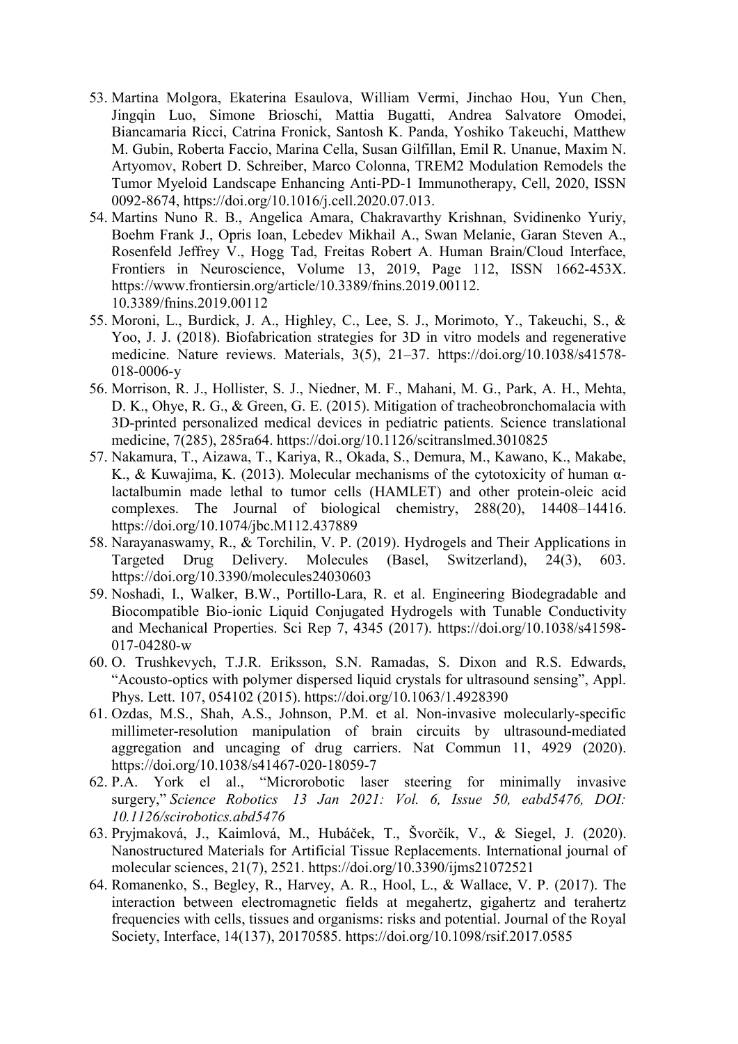53. Martina Molgora, Ekaterina Esaulova, William Vermi, Jinchao Hou, Yun Chen, Jingqin Luo, Simone Brioschi, Mattia Bugatti, Andrea Salvatore Omodei, Biancamaria Ricci, Catrina Fronick, Santosh K. Panda, Yoshiko Takeuchi, Matthew M. Gubin, Roberta Faccio, Marina Cella, Susan Gilfillan, Emil R. Unanue, Maxim N. Artyomov, Robert D. Schreiber, Marco Colonna, TREM2 Modulation Remodels the Tumor Myeloid Landscape Enhancing Anti-PD-1 Immunotherapy, Cell, 2020, ISSN 0092-8674, https://doi.org/10.1016/j.cell.2020.07.013.
54. Martins Nuno R. B., Angelica Amara, Chakravarthy Krishnan, Svidinenko Yuriy, Boehm Frank J., Opris Ioan, Lebedev Mikhail A., Swan Melanie, Garan Steven A., Rosenfeld Jeffrey V., Hogg Tad, Freitas Robert A. Human Brain/Cloud Interface, Frontiers in Neuroscience, Volume 13, 2019, Page 112, ISSN 1662-453X. https://www.frontiersin.org/article/10.3389/fnins.2019.00112. 10.3389/fnins.2019.00112
55. Moroni, L., Burdick, J. A., Highley, C., Lee, S. J., Morimoto, Y., Takeuchi, S., & Yoo, J. J. (2018). Biofabrication strategies for 3D in vitro models and regenerative medicine. Nature reviews. Materials, 3(5), 21–37. https://doi.org/10.1038/s41578-018-0006-y
56. Morrison, R. J., Hollister, S. J., Niedner, M. F., Mahani, M. G., Park, A. H., Mehta, D. K., Ohye, R. G., & Green, G. E. (2015). Mitigation of tracheobronchomalacia with 3D-printed personalized medical devices in pediatric patients. Science translational medicine, 7(285), 285ra64. https://doi.org/10.1126/scitranslmed.3010825
57. Nakamura, T., Aizawa, T., Kariya, R., Okada, S., Demura, M., Kawano, K., Makabe, K., & Kuwajima, K. (2013). Molecular mechanisms of the cytotoxicity of human α-lactalbumin made lethal to tumor cells (HAMLET) and other protein-oleic acid complexes. The Journal of biological chemistry, 288(20), 14408–14416. https://doi.org/10.1074/jbc.M112.437889
58. Narayanaswamy, R., & Torchilin, V. P. (2019). Hydrogels and Their Applications in Targeted Drug Delivery. Molecules (Basel, Switzerland), 24(3), 603. https://doi.org/10.3390/molecules24030603
59. Noshadi, I., Walker, B.W., Portillo-Lara, R. et al. Engineering Biodegradable and Biocompatible Bio-ionic Liquid Conjugated Hydrogels with Tunable Conductivity and Mechanical Properties. Sci Rep 7, 4345 (2017). https://doi.org/10.1038/s41598-017-04280-w
60. O. Trushkevych, T.J.R. Eriksson, S.N. Ramadas, S. Dixon and R.S. Edwards, "Acousto-optics with polymer dispersed liquid crystals for ultrasound sensing", Appl. Phys. Lett. 107, 054102 (2015). https://doi.org/10.1063/1.4928390
61. Ozdas, M.S., Shah, A.S., Johnson, P.M. et al. Non-invasive molecularly-specific millimeter-resolution manipulation of brain circuits by ultrasound-mediated aggregation and uncaging of drug carriers. Nat Commun 11, 4929 (2020). https://doi.org/10.1038/s41467-020-18059-7
62. P.A. York el al., "Microrobotic laser steering for minimally invasive surgery," *Science Robotics 13 Jan 2021: Vol. 6, Issue 50, eabd5476, DOI: 10.1126/scirobotics.abd5476*
63. Pryjmaková, J., Kaimlová, M., Hubáček, T., Švorčík, V., & Siegel, J. (2020). Nanostructured Materials for Artificial Tissue Replacements. International journal of molecular sciences, 21(7), 2521. https://doi.org/10.3390/ijms21072521
64. Romanenko, S., Begley, R., Harvey, A. R., Hool, L., & Wallace, V. P. (2017). The interaction between electromagnetic fields at megahertz, gigahertz and terahertz frequencies with cells, tissues and organisms: risks and potential. Journal of the Royal Society, Interface, 14(137), 20170585. https://doi.org/10.1098/rsif.2017.0585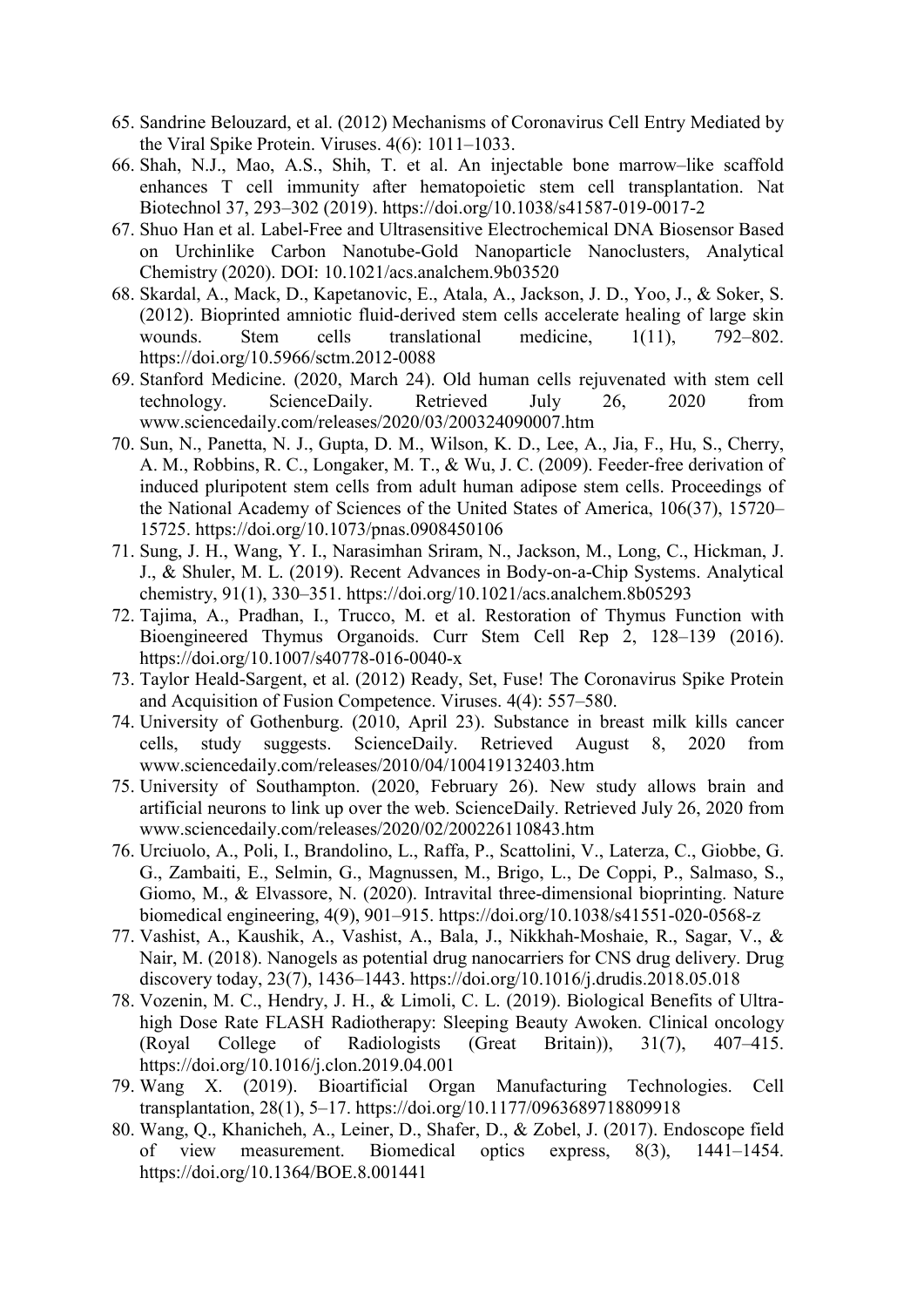65. Sandrine Belouzard, et al. (2012) Mechanisms of Coronavirus Cell Entry Mediated by the Viral Spike Protein. Viruses. 4(6): 1011–1033.
66. Shah, N.J., Mao, A.S., Shih, T. et al. An injectable bone marrow–like scaffold enhances T cell immunity after hematopoietic stem cell transplantation. Nat Biotechnol 37, 293–302 (2019). https://doi.org/10.1038/s41587-019-0017-2
67. Shuo Han et al. Label-Free and Ultrasensitive Electrochemical DNA Biosensor Based on Urchinlike Carbon Nanotube-Gold Nanoparticle Nanoclusters, Analytical Chemistry (2020). DOI: 10.1021/acs.analchem.9b03520
68. Skardal, A., Mack, D., Kapetanovic, E., Atala, A., Jackson, J. D., Yoo, J., & Soker, S. (2012). Bioprinted amniotic fluid-derived stem cells accelerate healing of large skin wounds. Stem cells translational medicine, 1(11), 792–802. https://doi.org/10.5966/sctm.2012-0088
69. Stanford Medicine. (2020, March 24). Old human cells rejuvenated with stem cell technology. ScienceDaily. Retrieved July 26, 2020 from www.sciencedaily.com/releases/2020/03/200324090007.htm
70. Sun, N., Panetta, N. J., Gupta, D. M., Wilson, K. D., Lee, A., Jia, F., Hu, S., Cherry, A. M., Robbins, R. C., Longaker, M. T., & Wu, J. C. (2009). Feeder-free derivation of induced pluripotent stem cells from adult human adipose stem cells. Proceedings of the National Academy of Sciences of the United States of America, 106(37), 15720–15725. https://doi.org/10.1073/pnas.0908450106
71. Sung, J. H., Wang, Y. I., Narasimhan Sriram, N., Jackson, M., Long, C., Hickman, J. J., & Shuler, M. L. (2019). Recent Advances in Body-on-a-Chip Systems. Analytical chemistry, 91(1), 330–351. https://doi.org/10.1021/acs.analchem.8b05293
72. Tajima, A., Pradhan, I., Trucco, M. et al. Restoration of Thymus Function with Bioengineered Thymus Organoids. Curr Stem Cell Rep 2, 128–139 (2016). https://doi.org/10.1007/s40778-016-0040-x
73. Taylor Heald-Sargent, et al. (2012) Ready, Set, Fuse! The Coronavirus Spike Protein and Acquisition of Fusion Competence. Viruses. 4(4): 557–580.
74. University of Gothenburg. (2010, April 23). Substance in breast milk kills cancer cells, study suggests. ScienceDaily. Retrieved August 8, 2020 from www.sciencedaily.com/releases/2010/04/100419132403.htm
75. University of Southampton. (2020, February 26). New study allows brain and artificial neurons to link up over the web. ScienceDaily. Retrieved July 26, 2020 from www.sciencedaily.com/releases/2020/02/200226110843.htm
76. Urciuolo, A., Poli, I., Brandolino, L., Raffa, P., Scattolini, V., Laterza, C., Giobbe, G. G., Zambaiti, E., Selmin, G., Magnussen, M., Brigo, L., De Coppi, P., Salmaso, S., Giomo, M., & Elvassore, N. (2020). Intravital three-dimensional bioprinting. Nature biomedical engineering, 4(9), 901–915. https://doi.org/10.1038/s41551-020-0568-z
77. Vashist, A., Kaushik, A., Vashist, A., Bala, J., Nikkhah-Moshaie, R., Sagar, V., & Nair, M. (2018). Nanogels as potential drug nanocarriers for CNS drug delivery. Drug discovery today, 23(7), 1436–1443. https://doi.org/10.1016/j.drudis.2018.05.018
78. Vozenin, M. C., Hendry, J. H., & Limoli, C. L. (2019). Biological Benefits of Ultra-high Dose Rate FLASH Radiotherapy: Sleeping Beauty Awoken. Clinical oncology (Royal College of Radiologists (Great Britain)), 31(7), 407–415. https://doi.org/10.1016/j.clon.2019.04.001
79. Wang X. (2019). Bioartificial Organ Manufacturing Technologies. Cell transplantation, 28(1), 5–17. https://doi.org/10.1177/0963689718809918
80. Wang, Q., Khanicheh, A., Leiner, D., Shafer, D., & Zobel, J. (2017). Endoscope field of view measurement. Biomedical optics express, 8(3), 1441–1454. https://doi.org/10.1364/BOE.8.001441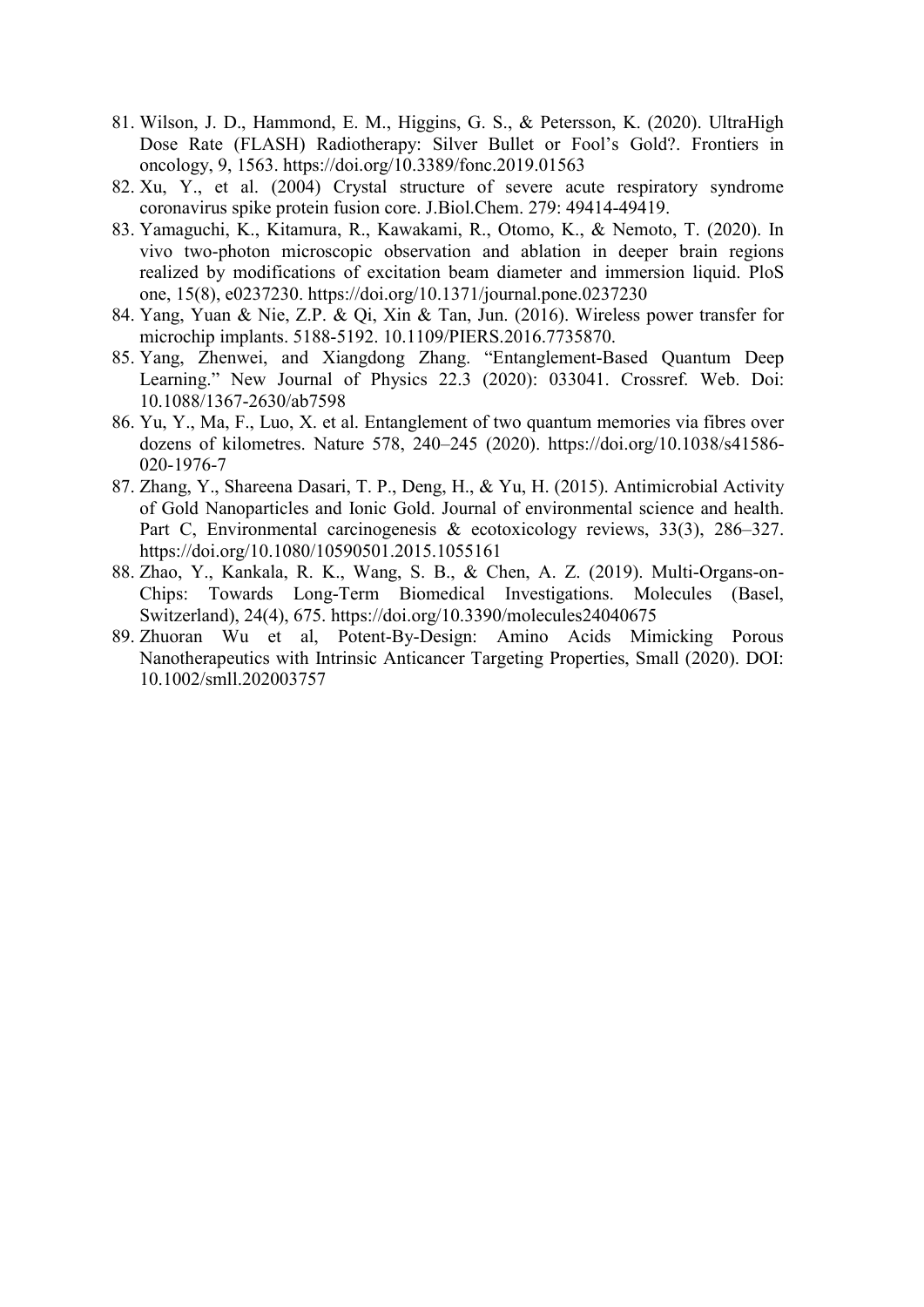81. Wilson, J. D., Hammond, E. M., Higgins, G. S., & Petersson, K. (2020). UltraHigh Dose Rate (FLASH) Radiotherapy: Silver Bullet or Fool's Gold?. Frontiers in oncology, 9, 1563. https://doi.org/10.3389/fonc.2019.01563
82. Xu, Y., et al. (2004) Crystal structure of severe acute respiratory syndrome coronavirus spike protein fusion core. J.Biol.Chem. 279: 49414-49419.
83. Yamaguchi, K., Kitamura, R., Kawakami, R., Otomo, K., & Nemoto, T. (2020). In vivo two-photon microscopic observation and ablation in deeper brain regions realized by modifications of excitation beam diameter and immersion liquid. PloS one, 15(8), e0237230. https://doi.org/10.1371/journal.pone.0237230
84. Yang, Yuan & Nie, Z.P. & Qi, Xin & Tan, Jun. (2016). Wireless power transfer for microchip implants. 5188-5192. 10.1109/PIERS.2016.7735870.
85. Yang, Zhenwei, and Xiangdong Zhang. "Entanglement-Based Quantum Deep Learning." New Journal of Physics 22.3 (2020): 033041. Crossref. Web. Doi: 10.1088/1367-2630/ab7598
86. Yu, Y., Ma, F., Luo, X. et al. Entanglement of two quantum memories via fibres over dozens of kilometres. Nature 578, 240–245 (2020). https://doi.org/10.1038/s41586-020-1976-7
87. Zhang, Y., Shareena Dasari, T. P., Deng, H., & Yu, H. (2015). Antimicrobial Activity of Gold Nanoparticles and Ionic Gold. Journal of environmental science and health. Part C, Environmental carcinogenesis & ecotoxicology reviews, 33(3), 286–327. https://doi.org/10.1080/10590501.2015.1055161
88. Zhao, Y., Kankala, R. K., Wang, S. B., & Chen, A. Z. (2019). Multi-Organs-on-Chips: Towards Long-Term Biomedical Investigations. Molecules (Basel, Switzerland), 24(4), 675. https://doi.org/10.3390/molecules24040675
89. Zhuoran Wu et al, Potent-By-Design: Amino Acids Mimicking Porous Nanotherapeutics with Intrinsic Anticancer Targeting Properties, Small (2020). DOI: 10.1002/smll.202003757